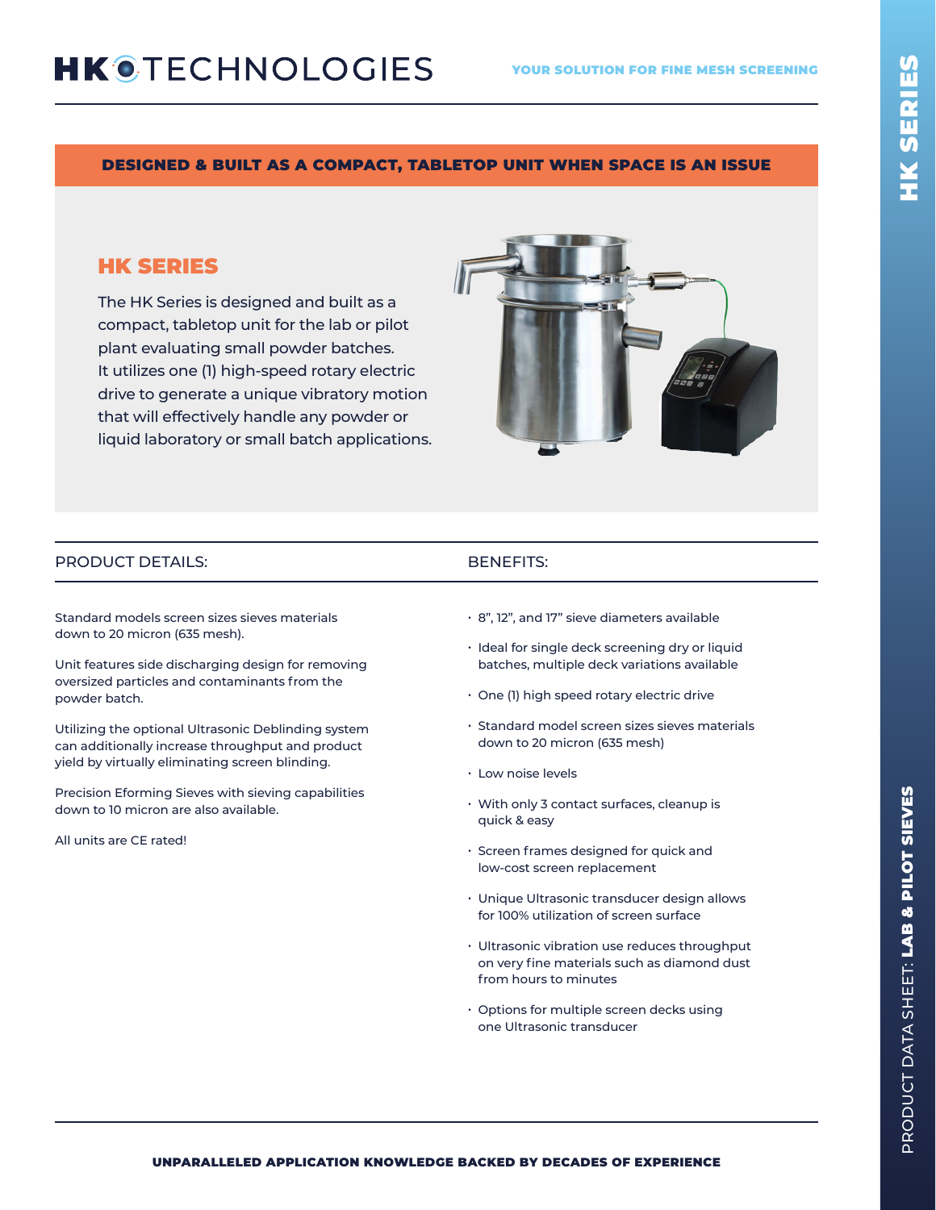# HK TECHNOLOGIES

**YOUR SOLUTION FOR FINE MESH SCREENING**

**DESIGNED & BUILT AS A COMPACT, TABLETOP UNIT WHEN SPACE IS AN ISSUE**

## HK SERIES

The HK Series is designed and built as a compact, tabletop unit for the lab or pilot plant evaluating small powder batches. It utilizes one (1) high-speed rotary electric drive to generate a unique vibratory motion that will effectively handle any powder or liquid laboratory or small batch applications.

### PRODUCT DETAILS:

Standard models screen sizes sieves materials down to 20 micron (635 mesh).

Unit features side discharging design for removing oversized particles and contaminants from the powder batch.

Utilizing the optional Ultrasonic Deblinding system can additionally increase throughput and product yield by virtually eliminating screen blinding.

Precision Eforming Sieves with sieving capabilities down to 10 micron are also available.

All units are CE rated!

### BENEFITS:

- 8", 12", and 17" sieve diameters available
- Ideal for single deck screening dry or liquid batches, multiple deck variations available
- One (1) high speed rotary electric drive
- Standard model screen sizes sieves materials down to 20 micron (635 mesh)
- Low noise levels
- With only 3 contact surfaces, cleanup is quick & easy
- Screen frames designed for quick and low-cost screen replacement
- Unique Ultrasonic transducer design allows for 100% utilization of screen surface
- Ultrasonic vibration use reduces throughput on very fine materials such as diamond dust from hours to minutes
- Options for multiple screen decks using one Ultrasonic transducer

**UNPARALLELED APPLICATION KNOWLEDGE BACKED BY DECADES OF EXPERIENCE**

PRODUCT DATA SHEET: **LAB & PILOT SIEVES**

**HK SERIES**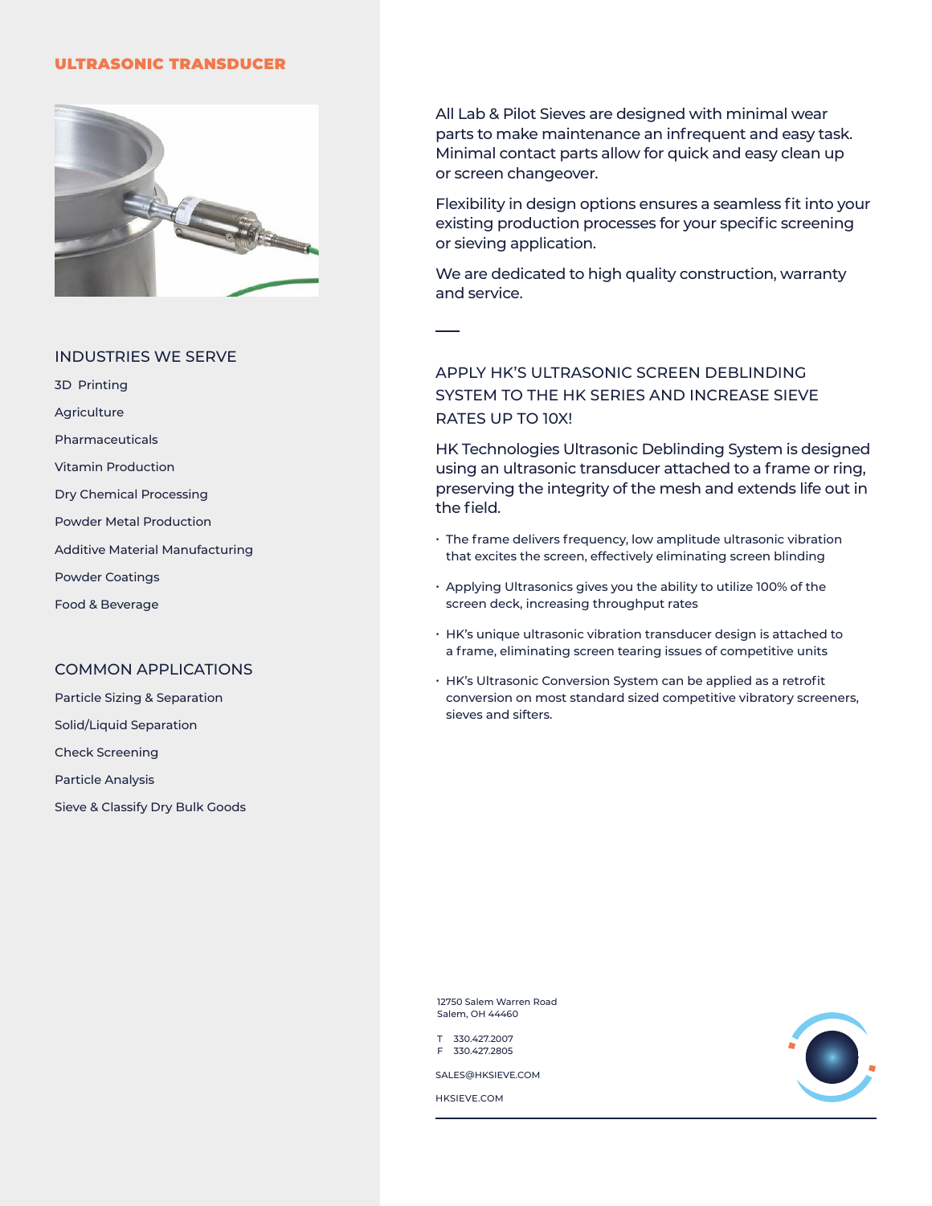## ULTRASONIC TRANSDUCER

### INDUSTRIES WE SERVE

3D Printing

Agriculture

Pharmaceuticals

Vitamin Production

Dry Chemical Processing

Powder Metal Production

Additive Material Manufacturing

Powder Coatings

Food & Beverage

### COMMON APPLICATIONS

Particle Sizing & Separation

Solid/Liquid Separation

Check Screening

Particle Analysis

Sieve & Classify Dry Bulk Goods

All Lab & Pilot Sieves are designed with minimal wear parts to make maintenance an infrequent and easy task. Minimal contact parts allow for quick and easy clean up or screen changeover.

Flexibility in design options ensures a seamless fit into your existing production processes for your specific screening or sieving application.

We are dedicated to high quality construction, warranty and service.

### APPLY HK'S ULTRASONIC SCREEN DEBLINDING SYSTEM TO THE HK SERIES AND INCREASE SIEVE RATES UP TO 10X!

HK Technologies Ultrasonic Deblinding System is designed using an ultrasonic transducer attached to a frame or ring, preserving the integrity of the mesh and extends life out in the field.

- The frame delivers frequency, low amplitude ultrasonic vibration that excites the screen, effectively eliminating screen blinding
- Applying Ultrasonics gives you the ability to utilize 100% of the screen deck, increasing throughput rates
- HK's unique ultrasonic vibration transducer design is attached to a frame, eliminating screen tearing issues of competitive units
- HK's Ultrasonic Conversion System can be applied as a retrofit conversion on most standard sized competitive vibratory screeners, sieves and sifters.

12750 Salem Warren Road
Salem, OH 44460

T 330.427.2007
F 330.427.2805

SALES@HKSIEVE.COM

HKSIEVE.COM